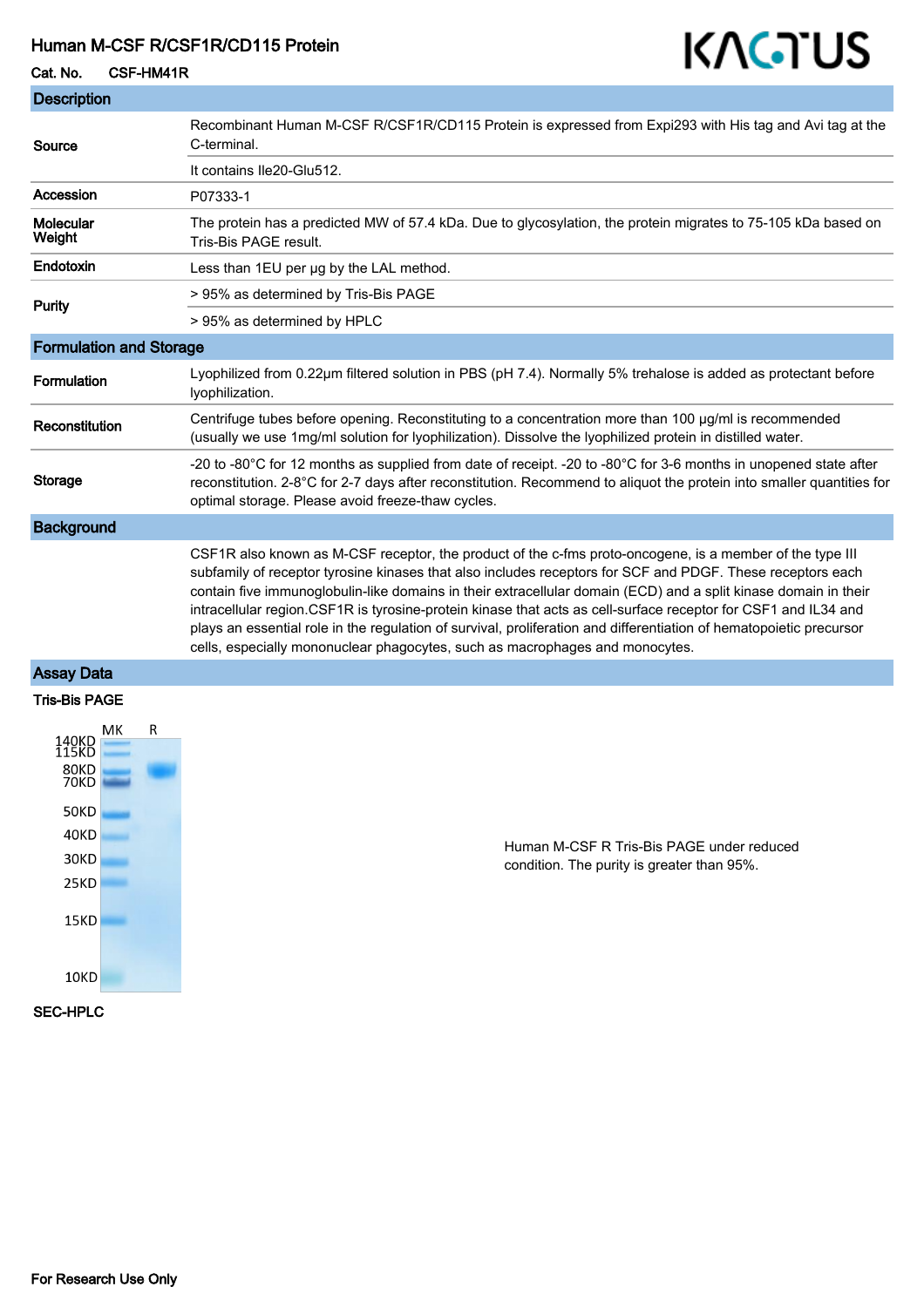# Human M-CSF R/CSF1R/CD115 Protein

**Cat. No.** CSF-HM41R

KACTUS

## Description

| | |
|---|---|
| **Source** | Recombinant Human M-CSF R/CSF1R/CD115 Protein is expressed from Expi293 with His tag and Avi tag at the C-terminal. |
| | It contains Ile20-Glu512. |
| **Accession** | P07333-1 |
| **Molecular Weight** | The protein has a predicted MW of 57.4 kDa. Due to glycosylation, the protein migrates to 75-105 kDa based on Tris-Bis PAGE result. |
| **Endotoxin** | Less than 1EU per μg by the LAL method. |
| **Purity** | > 95% as determined by Tris-Bis PAGE |
| | > 95% as determined by HPLC |

## Formulation and Storage

| | |
|---|---|
| **Formulation** | Lyophilized from 0.22μm filtered solution in PBS (pH 7.4). Normally 5% trehalose is added as protectant before lyophilization. |
| **Reconstitution** | Centrifuge tubes before opening. Reconstituting to a concentration more than 100 μg/ml is recommended (usually we use 1mg/ml solution for lyophilization). Dissolve the lyophilized protein in distilled water. |
| **Storage** | -20 to -80°C for 12 months as supplied from date of receipt. -20 to -80°C for 3-6 months in unopened state after reconstitution. 2-8°C for 2-7 days after reconstitution. Recommend to aliquot the protein into smaller quantities for optimal storage. Please avoid freeze-thaw cycles. |

## Background

CSF1R also known as M-CSF receptor, the product of the c-fms proto-oncogene, is a member of the type III subfamily of receptor tyrosine kinases that also includes receptors for SCF and PDGF. These receptors each contain five immunoglobulin-like domains in their extracellular domain (ECD) and a split kinase domain in their intracellular region.CSF1R is tyrosine-protein kinase that acts as cell-surface receptor for CSF1 and IL34 and plays an essential role in the regulation of survival, proliferation and differentiation of hematopoietic precursor cells, especially mononuclear phagocytes, such as macrophages and monocytes.

## Assay Data

### Tris-Bis PAGE

MK R

140KD 115KD 80KD 70KD 50KD 40KD 30KD 25KD 15KD 10KD

Human M-CSF R Tris-Bis PAGE under reduced condition. The purity is greater than 95%.

### SEC-HPLC

For Research Use Only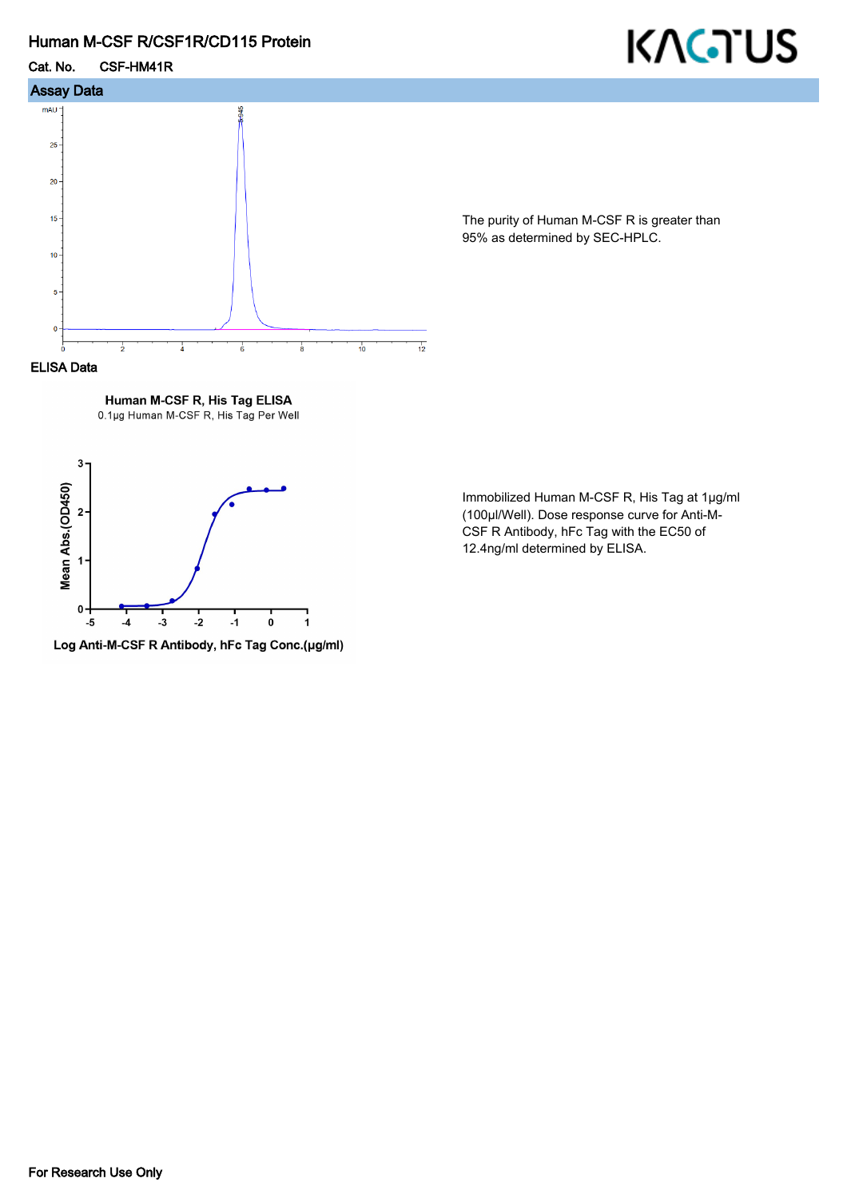# Human M-CSF R/CSF1R/CD115 Protein

Cat. No. CSF-HM41R

## Assay Data

mAU

25

20

15

10

5

0

0 2 4 6 8 10 12

5.945

The purity of Human M-CSF R is greater than 95% as determined by SEC-HPLC.

## ELISA Data

**Human M-CSF R, His Tag ELISA**

0.1μg Human M-CSF R, His Tag Per Well

Mean Abs.(OD450)

3

2

1

0

-5 -4 -3 -2 -1 0 1

Log Anti-M-CSF R Antibody, hFc Tag Conc.(μg/ml)

Immobilized Human M-CSF R, His Tag at 1μg/ml (100μl/Well). Dose response curve for Anti-M-CSF R Antibody, hFc Tag with the EC50 of 12.4ng/ml determined by ELISA.

For Research Use Only